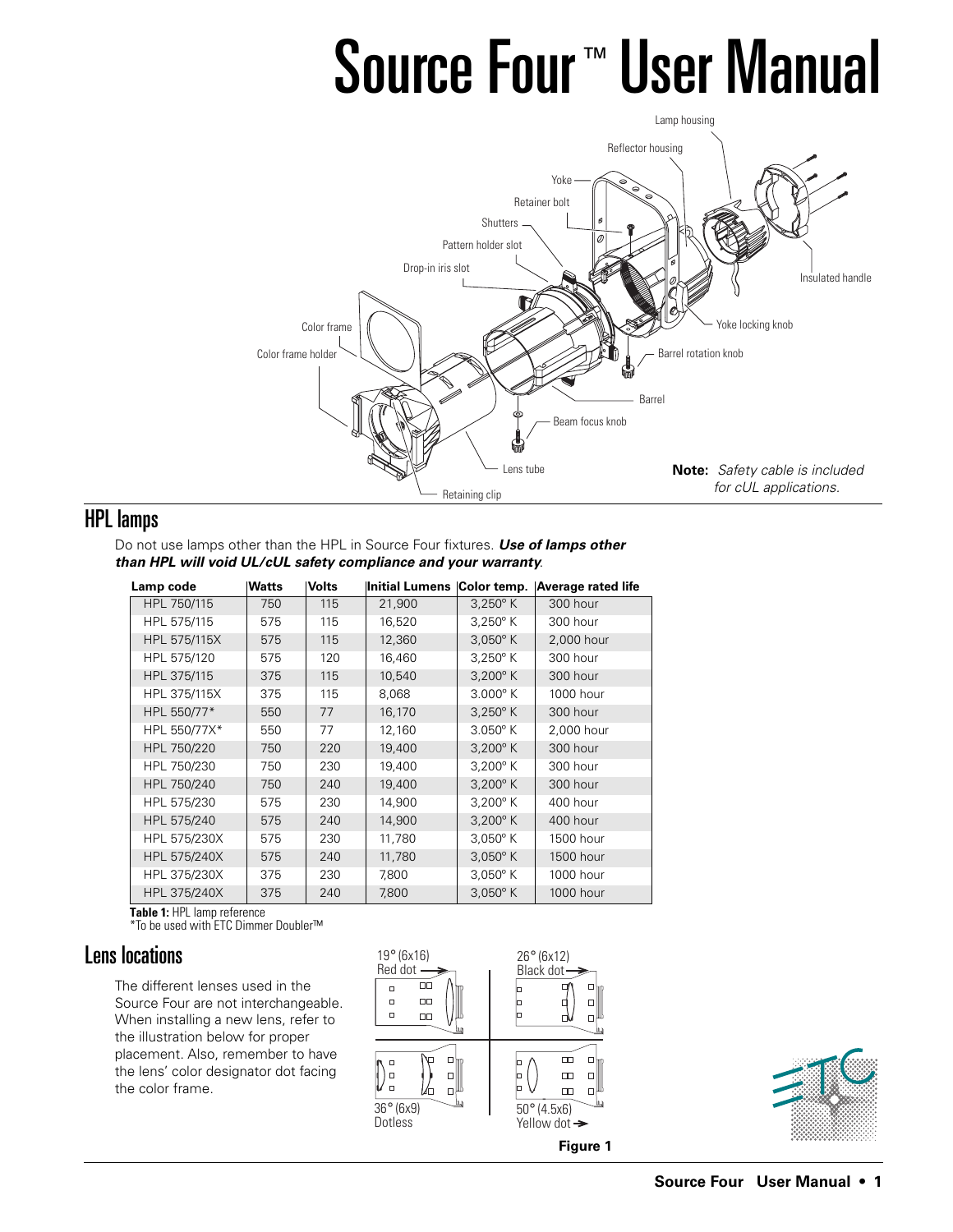# Source Four™ User Manual

Lamp housing

Reflector housing

Yoke

Retainer bolt

Shutters

Pattern holder slot

Drop-in iris slot

Insulated handle

Yoke locking knob

Color frame

Color frame holder

Barrel rotation knob

Barrel

Beam focus knob

Lens tube

Retaining clip

**Note:** *Safety cable is included for cUL applications.*

## HPL lamps

Do not use lamps other than the HPL in Source Four fixtures. ***Use of lamps other than HPL will void UL/cUL safety compliance and your warranty***.

| Lamp code | Watts | Volts | Initial Lumens | Color temp. | Average rated life |
|---|---|---|---|---|---|
| HPL 750/115 | 750 | 115 | 21,900 | 3,250° K | 300 hour |
| HPL 575/115 | 575 | 115 | 16,520 | 3,250° K | 300 hour |
| HPL 575/115X | 575 | 115 | 12,360 | 3,050° K | 2,000 hour |
| HPL 575/120 | 575 | 120 | 16,460 | 3,250° K | 300 hour |
| HPL 375/115 | 375 | 115 | 10,540 | 3,200° K | 300 hour |
| HPL 375/115X | 375 | 115 | 8,068 | 3.000° K | 1000 hour |
| HPL 550/77* | 550 | 77 | 16,170 | 3,250° K | 300 hour |
| HPL 550/77X* | 550 | 77 | 12,160 | 3.050° K | 2,000 hour |
| HPL 750/220 | 750 | 220 | 19,400 | 3,200° K | 300 hour |
| HPL 750/230 | 750 | 230 | 19,400 | 3,200° K | 300 hour |
| HPL 750/240 | 750 | 240 | 19,400 | 3,200° K | 300 hour |
| HPL 575/230 | 575 | 230 | 14,900 | 3,200° K | 400 hour |
| HPL 575/240 | 575 | 240 | 14,900 | 3,200° K | 400 hour |
| HPL 575/230X | 575 | 230 | 11,780 | 3,050° K | 1500 hour |
| HPL 575/240X | 575 | 240 | 11,780 | 3,050° K | 1500 hour |
| HPL 375/230X | 375 | 230 | 7,800 | 3,050° K | 1000 hour |
| HPL 375/240X | 375 | 240 | 7,800 | 3,050° K | 1000 hour |

**Table 1:** HPL lamp reference
*To be used with ETC Dimmer Doubler™

## Lens locations

The different lenses used in the Source Four are not interchangeable. When installing a new lens, refer to the illustration below for proper placement. Also, remember to have the lens' color designator dot facing the color frame.

19° (6x16) Red dot

26° (6x12) Black dot

36° (6x9) Dotless

50° (4.5x6) Yellow dot

**Figure 1**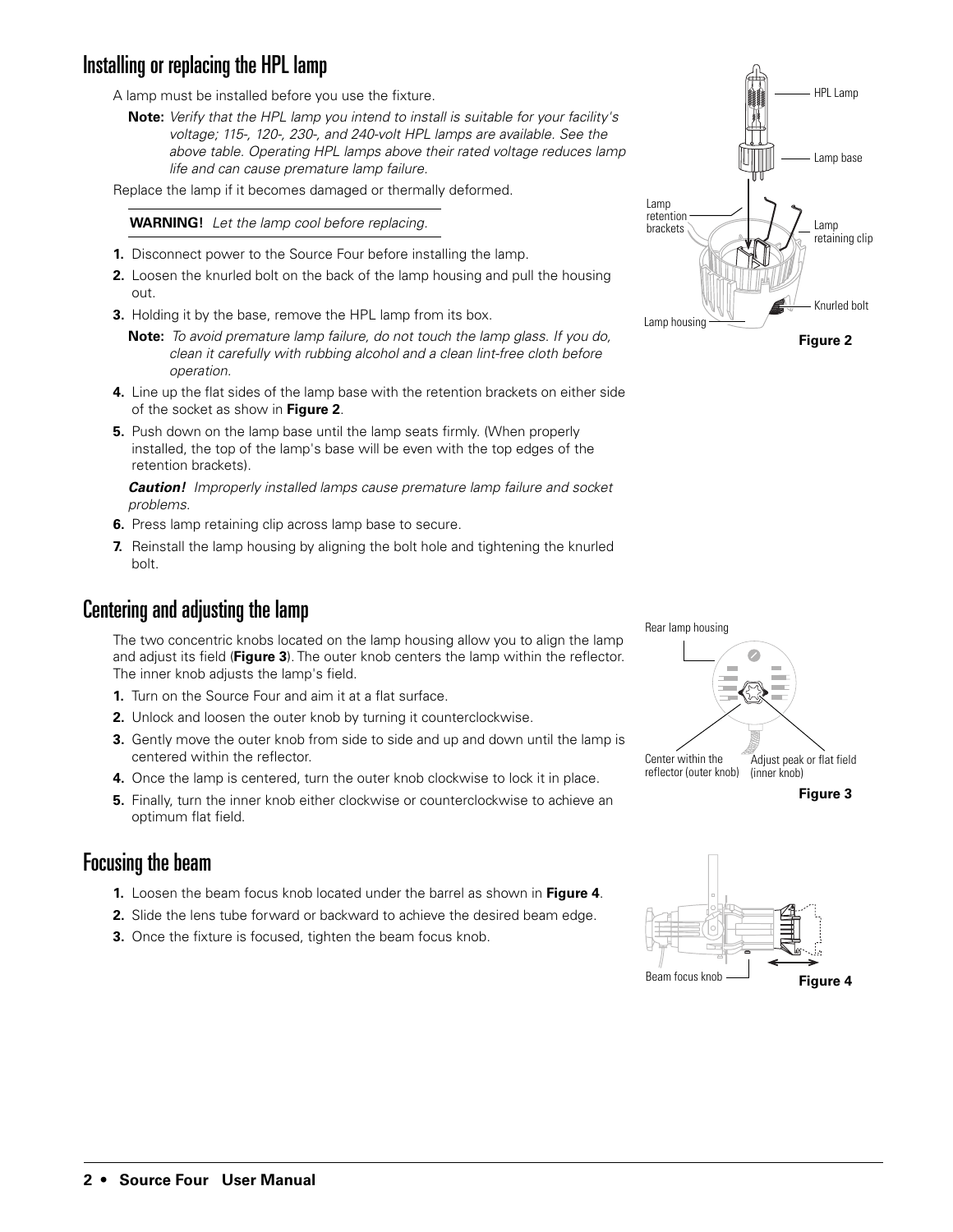## Installing or replacing the HPL lamp

A lamp must be installed before you use the fixture.

**Note:** *Verify that the HPL lamp you intend to install is suitable for your facility's voltage; 115-, 120-, 230-, and 240-volt HPL lamps are available. See the above table. Operating HPL lamps above their rated voltage reduces lamp life and can cause premature lamp failure.*

Replace the lamp if it becomes damaged or thermally deformed.

**WARNING!** *Let the lamp cool before replacing.*

1. Disconnect power to the Source Four before installing the lamp.
2. Loosen the knurled bolt on the back of the lamp housing and pull the housing out.
3. Holding it by the base, remove the HPL lamp from its box.

   **Note:** *To avoid premature lamp failure, do not touch the lamp glass. If you do, clean it carefully with rubbing alcohol and a clean lint-free cloth before operation.*

4. Line up the flat sides of the lamp base with the retention brackets on either side of the socket as show in **Figure 2**.
5. Push down on the lamp base until the lamp seats firmly. (When properly installed, the top of the lamp's base will be even with the top edges of the retention brackets).

   ***Caution!*** *Improperly installed lamps cause premature lamp failure and socket problems.*

6. Press lamp retaining clip across lamp base to secure.
7. Reinstall the lamp housing by aligning the bolt hole and tightening the knurled bolt.

HPL Lamp
Lamp base
Lamp retention brackets
Lamp retaining clip
Knurled bolt
Lamp housing

**Figure 2**

## Centering and adjusting the lamp

The two concentric knobs located on the lamp housing allow you to align the lamp and adjust its field (**Figure 3**). The outer knob centers the lamp within the reflector. The inner knob adjusts the lamp's field.

1. Turn on the Source Four and aim it at a flat surface.
2. Unlock and loosen the outer knob by turning it counterclockwise.
3. Gently move the outer knob from side to side and up and down until the lamp is centered within the reflector.
4. Once the lamp is centered, turn the outer knob clockwise to lock it in place.
5. Finally, turn the inner knob either clockwise or counterclockwise to achieve an optimum flat field.

Rear lamp housing
Center within the reflector (outer knob)
Adjust peak or flat field (inner knob)

**Figure 3**

## Focusing the beam

1. Loosen the beam focus knob located under the barrel as shown in **Figure 4**.
2. Slide the lens tube forward or backward to achieve the desired beam edge.
3. Once the fixture is focused, tighten the beam focus knob.

Beam focus knob

**Figure 4**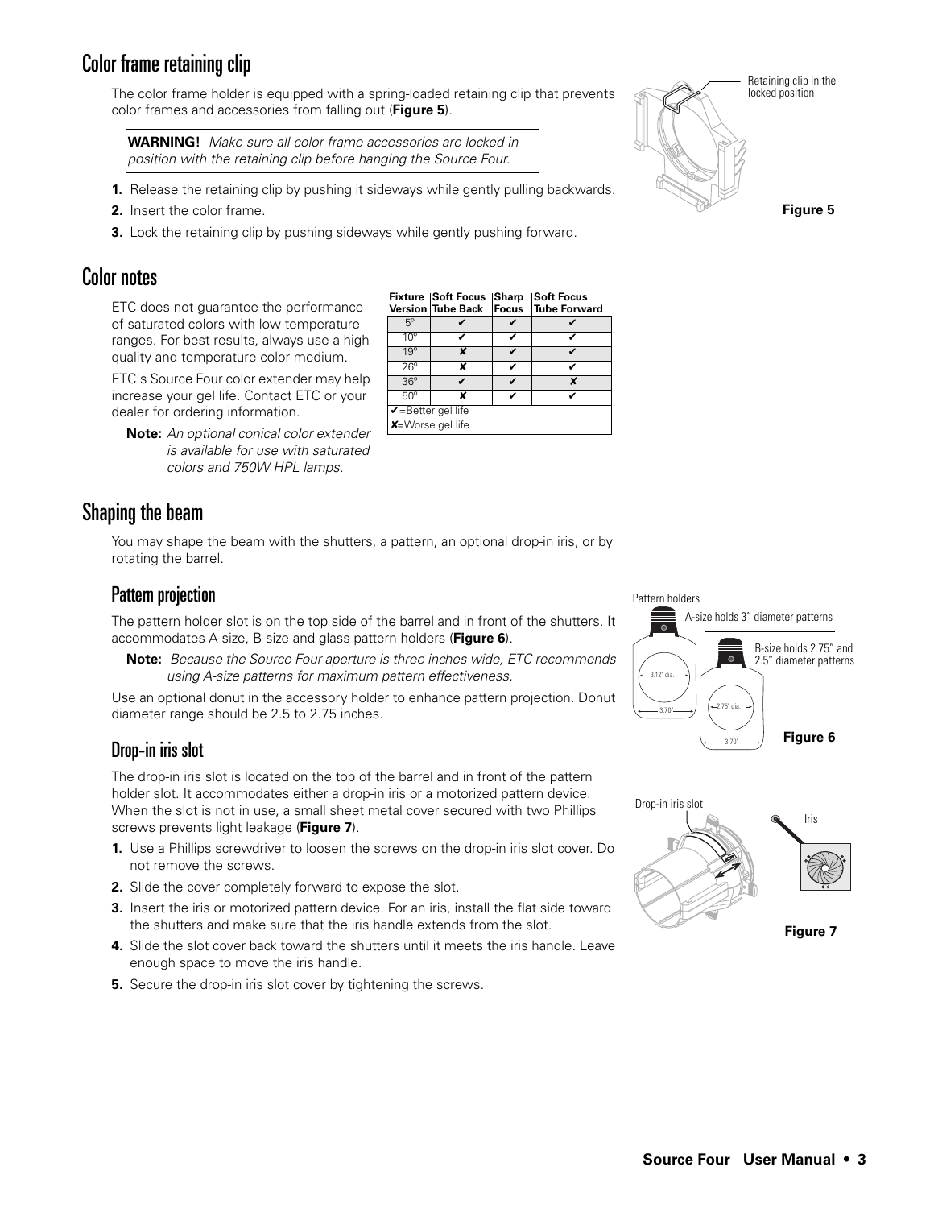## Color frame retaining clip

The color frame holder is equipped with a spring-loaded retaining clip that prevents color frames and accessories from falling out (**Figure 5**).

**WARNING!** *Make sure all color frame accessories are locked in position with the retaining clip before hanging the Source Four.*

1. Release the retaining clip by pushing it sideways while gently pulling backwards.
2. Insert the color frame.
3. Lock the retaining clip by pushing sideways while gently pushing forward.

Retaining clip in the locked position

**Figure 5**

## Color notes

ETC does not guarantee the performance of saturated colors with low temperature ranges. For best results, always use a high quality and temperature color medium.

ETC's Source Four color extender may help increase your gel life. Contact ETC or your dealer for ordering information.

**Note:** *An optional conical color extender is available for use with saturated colors and 750W HPL lamps.*

| Fixture Version | Soft Focus Tube Back | Sharp Focus | Soft Focus Tube Forward |
|---|---|---|---|
| 5° | ✔ | ✔ | ✔ |
| 10° | ✔ | ✔ | ✔ |
| 19° | ✘ | ✔ | ✔ |
| 26° | ✘ | ✔ | ✔ |
| 36° | ✔ | ✔ | ✘ |
| 50° | ✘ | ✔ | ✔ |

✔=Better gel life
✘=Worse gel life

## Shaping the beam

You may shape the beam with the shutters, a pattern, an optional drop-in iris, or by rotating the barrel.

### Pattern projection

The pattern holder slot is on the top side of the barrel and in front of the shutters. It accommodates A-size, B-size and glass pattern holders (**Figure 6**).

**Note:** *Because the Source Four aperture is three inches wide, ETC recommends using A-size patterns for maximum pattern effectiveness.*

Use an optional donut in the accessory holder to enhance pattern projection. Donut diameter range should be 2.5 to 2.75 inches.

Pattern holders

A-size holds 3" diameter patterns

B-size holds 2.75" and 2.5" diameter patterns

3.12" dia.

3.70"

2.75" dia.

3.70"

**Figure 6**

### Drop-in iris slot

The drop-in iris slot is located on the top of the barrel and in front of the pattern holder slot. It accommodates either a drop-in iris or a motorized pattern device. When the slot is not in use, a small sheet metal cover secured with two Phillips screws prevents light leakage (**Figure 7**).

1. Use a Phillips screwdriver to loosen the screws on the drop-in iris slot cover. Do not remove the screws.
2. Slide the cover completely forward to expose the slot.
3. Insert the iris or motorized pattern device. For an iris, install the flat side toward the shutters and make sure that the iris handle extends from the slot.
4. Slide the slot cover back toward the shutters until it meets the iris handle. Leave enough space to move the iris handle.
5. Secure the drop-in iris slot cover by tightening the screws.

Drop-in iris slot

Iris

**Figure 7**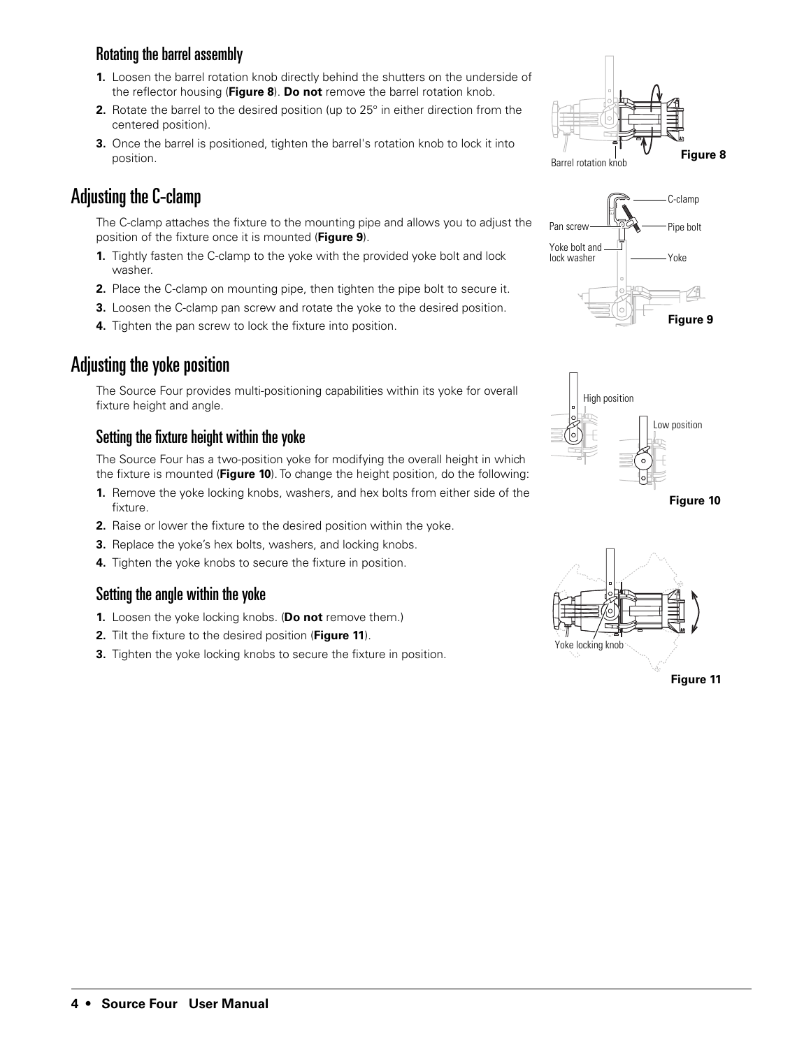### Rotating the barrel assembly

1. Loosen the barrel rotation knob directly behind the shutters on the underside of the reflector housing (**Figure 8**). **Do not** remove the barrel rotation knob.
2. Rotate the barrel to the desired position (up to 25° in either direction from the centered position).
3. Once the barrel is positioned, tighten the barrel's rotation knob to lock it into position.

Barrel rotation knob

**Figure 8**

## Adjusting the C-clamp

The C-clamp attaches the fixture to the mounting pipe and allows you to adjust the position of the fixture once it is mounted (**Figure 9**).

1. Tightly fasten the C-clamp to the yoke with the provided yoke bolt and lock washer.
2. Place the C-clamp on mounting pipe, then tighten the pipe bolt to secure it.
3. Loosen the C-clamp pan screw and rotate the yoke to the desired position.
4. Tighten the pan screw to lock the fixture into position.

C-clamp

Pan screw

Pipe bolt

Yoke bolt and lock washer

Yoke

**Figure 9**

## Adjusting the yoke position

The Source Four provides multi-positioning capabilities within its yoke for overall fixture height and angle.

### Setting the fixture height within the yoke

The Source Four has a two-position yoke for modifying the overall height in which the fixture is mounted (**Figure 10**). To change the height position, do the following:

1. Remove the yoke locking knobs, washers, and hex bolts from either side of the fixture.
2. Raise or lower the fixture to the desired position within the yoke.
3. Replace the yoke's hex bolts, washers, and locking knobs.
4. Tighten the yoke knobs to secure the fixture in position.

High position

Low position

**Figure 10**

### Setting the angle within the yoke

1. Loosen the yoke locking knobs. (**Do not** remove them.)
2. Tilt the fixture to the desired position (**Figure 11**).
3. Tighten the yoke locking knobs to secure the fixture in position.

Yoke locking knob

**Figure 11**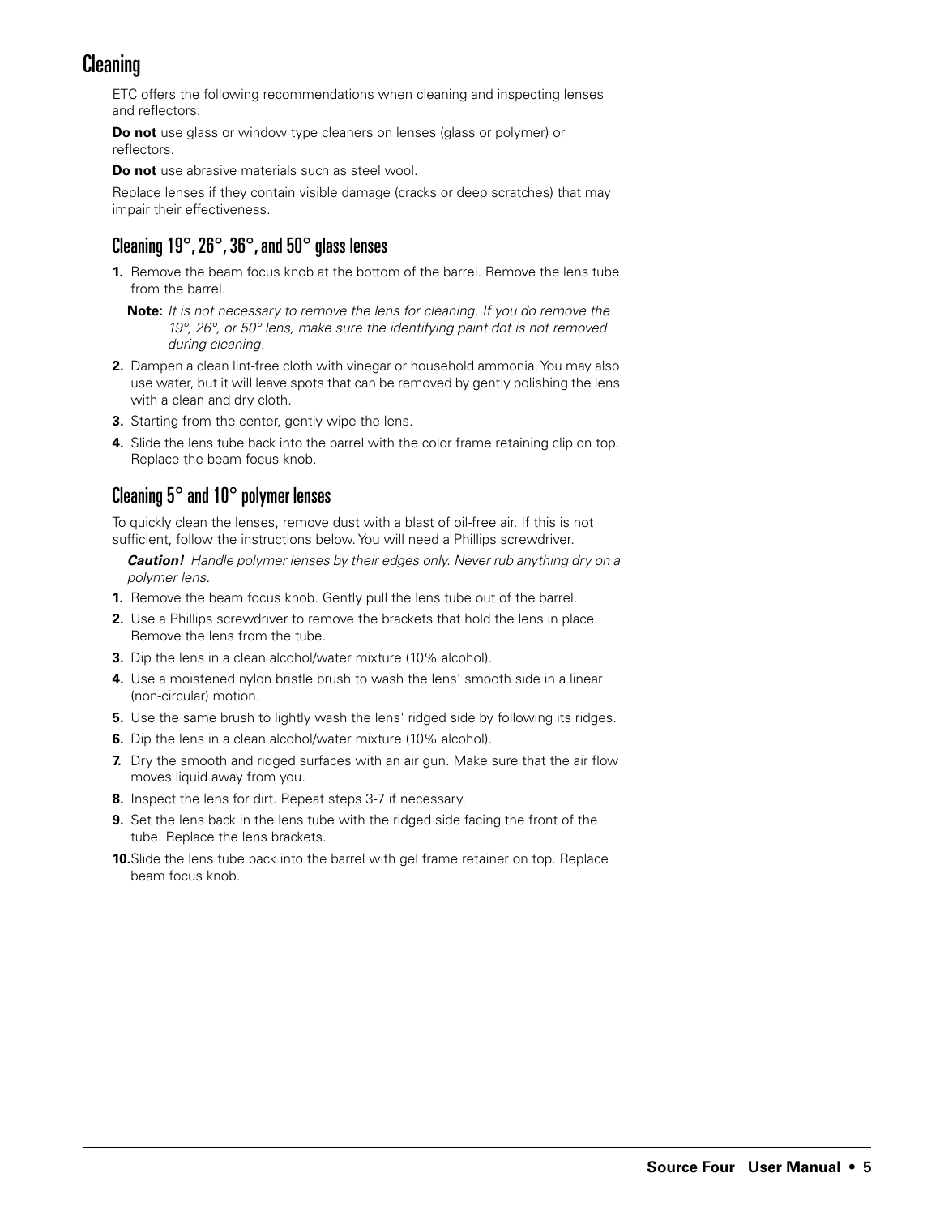## Cleaning

ETC offers the following recommendations when cleaning and inspecting lenses and reflectors:

**Do not** use glass or window type cleaners on lenses (glass or polymer) or reflectors.

**Do not** use abrasive materials such as steel wool.

Replace lenses if they contain visible damage (cracks or deep scratches) that may impair their effectiveness.

### Cleaning 19°, 26°, 36°, and 50° glass lenses

1. Remove the beam focus knob at the bottom of the barrel. Remove the lens tube from the barrel.

   **Note:** *It is not necessary to remove the lens for cleaning. If you do remove the 19°, 26°, or 50° lens, make sure the identifying paint dot is not removed during cleaning.*

2. Dampen a clean lint-free cloth with vinegar or household ammonia. You may also use water, but it will leave spots that can be removed by gently polishing the lens with a clean and dry cloth.
3. Starting from the center, gently wipe the lens.
4. Slide the lens tube back into the barrel with the color frame retaining clip on top. Replace the beam focus knob.

### Cleaning 5° and 10° polymer lenses

To quickly clean the lenses, remove dust with a blast of oil-free air. If this is not sufficient, follow the instructions below. You will need a Phillips screwdriver.

***Caution!*** *Handle polymer lenses by their edges only. Never rub anything dry on a polymer lens.*

1. Remove the beam focus knob. Gently pull the lens tube out of the barrel.
2. Use a Phillips screwdriver to remove the brackets that hold the lens in place. Remove the lens from the tube.
3. Dip the lens in a clean alcohol/water mixture (10% alcohol).
4. Use a moistened nylon bristle brush to wash the lens' smooth side in a linear (non-circular) motion.
5. Use the same brush to lightly wash the lens' ridged side by following its ridges.
6. Dip the lens in a clean alcohol/water mixture (10% alcohol).
7. Dry the smooth and ridged surfaces with an air gun. Make sure that the air flow moves liquid away from you.
8. Inspect the lens for dirt. Repeat steps 3-7 if necessary.
9. Set the lens back in the lens tube with the ridged side facing the front of the tube. Replace the lens brackets.
10. Slide the lens tube back into the barrel with gel frame retainer on top. Replace beam focus knob.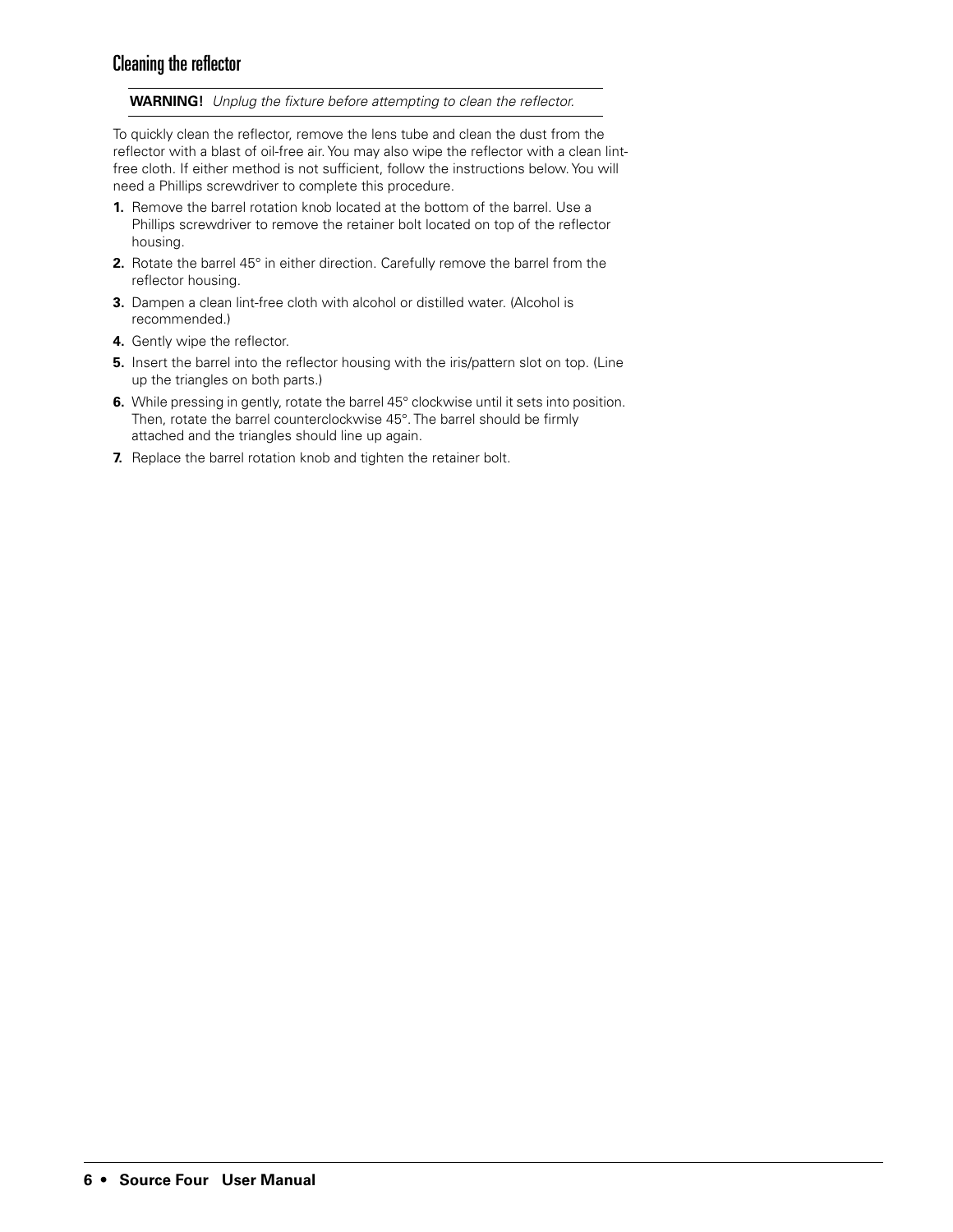## Cleaning the reflector

**WARNING!** *Unplug the fixture before attempting to clean the reflector.*

To quickly clean the reflector, remove the lens tube and clean the dust from the reflector with a blast of oil-free air. You may also wipe the reflector with a clean lint-free cloth. If either method is not sufficient, follow the instructions below. You will need a Phillips screwdriver to complete this procedure.

1. Remove the barrel rotation knob located at the bottom of the barrel. Use a Phillips screwdriver to remove the retainer bolt located on top of the reflector housing.
2. Rotate the barrel 45° in either direction. Carefully remove the barrel from the reflector housing.
3. Dampen a clean lint-free cloth with alcohol or distilled water. (Alcohol is recommended.)
4. Gently wipe the reflector.
5. Insert the barrel into the reflector housing with the iris/pattern slot on top. (Line up the triangles on both parts.)
6. While pressing in gently, rotate the barrel 45° clockwise until it sets into position. Then, rotate the barrel counterclockwise 45°. The barrel should be firmly attached and the triangles should line up again.
7. Replace the barrel rotation knob and tighten the retainer bolt.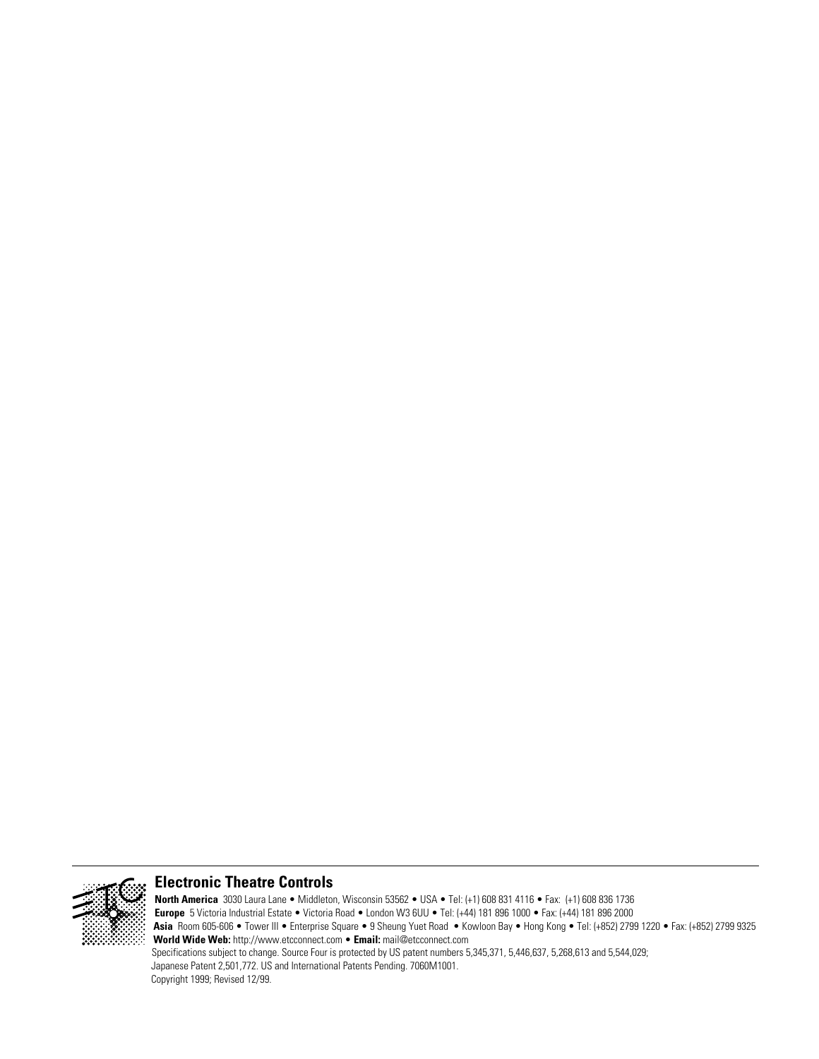## Electronic Theatre Controls

**North America** 3030 Laura Lane • Middleton, Wisconsin 53562 • USA • Tel: (+1) 608 831 4116 • Fax: (+1) 608 836 1736
**Europe** 5 Victoria Industrial Estate • Victoria Road • London W3 6UU • Tel: (+44) 181 896 1000 • Fax: (+44) 181 896 2000
**Asia** Room 605-606 • Tower III • Enterprise Square • 9 Sheung Yuet Road • Kowloon Bay • Hong Kong • Tel: (+852) 2799 1220 • Fax: (+852) 2799 9325
**World Wide Web:** http://www.etcconnect.com • **Email:** mail@etcconnect.com

Specifications subject to change. Source Four is protected by US patent numbers 5,345,371, 5,446,637, 5,268,613 and 5,544,029; Japanese Patent 2,501,772. US and International Patents Pending. 7060M1001.
Copyright 1999; Revised 12/99.